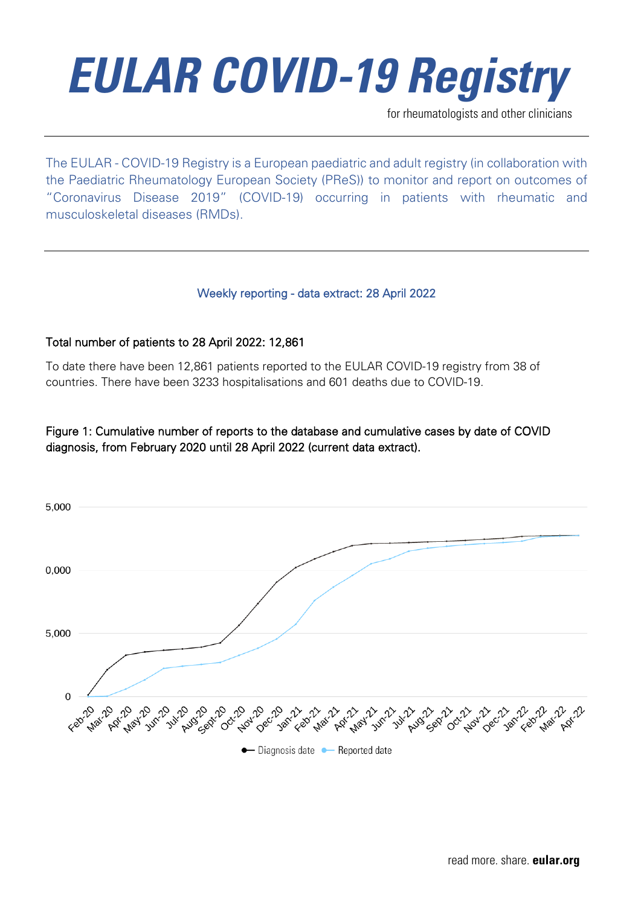# EULAR COVID-19 Registry

for rheumatologists and other clinicians

---

The EULAR - COVID-19 Registry is a European paediatric and adult registry (in collaboration with the Paediatric Rheumatology European Society (PReS)) to monitor and report on outcomes of "Coronavirus Disease 2019" (COVID-19) occurring in patients with rheumatic and musculoskeletal diseases (RMDs).

---

Weekly reporting - data extract: 28 April 2022

Total number of patients to 28 April 2022: 12,861

To date there have been 12,861 patients reported to the EULAR COVID-19 registry from 38 of countries. There have been 3233 hospitalisations and 601 deaths due to COVID-19.

Figure 1: Cumulative number of reports to the database and cumulative cases by date of COVID diagnosis, from February 2020 until 28 April 2022 (current data extract).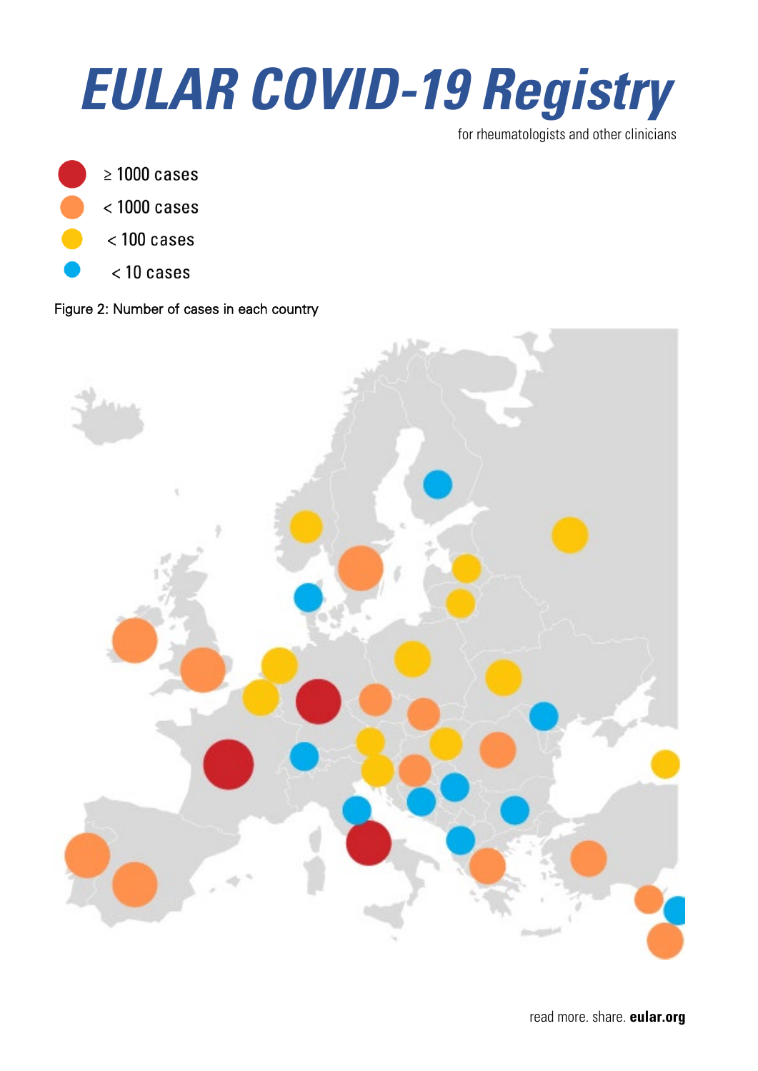# *EULAR COVID-19 Registry*

for rheumatologists and other clinicians

- ≥ 1000 cases
- < 1000 cases
- < 100 cases
- < 10 cases

Figure 2: Number of cases in each country

read more. share. **eular.org**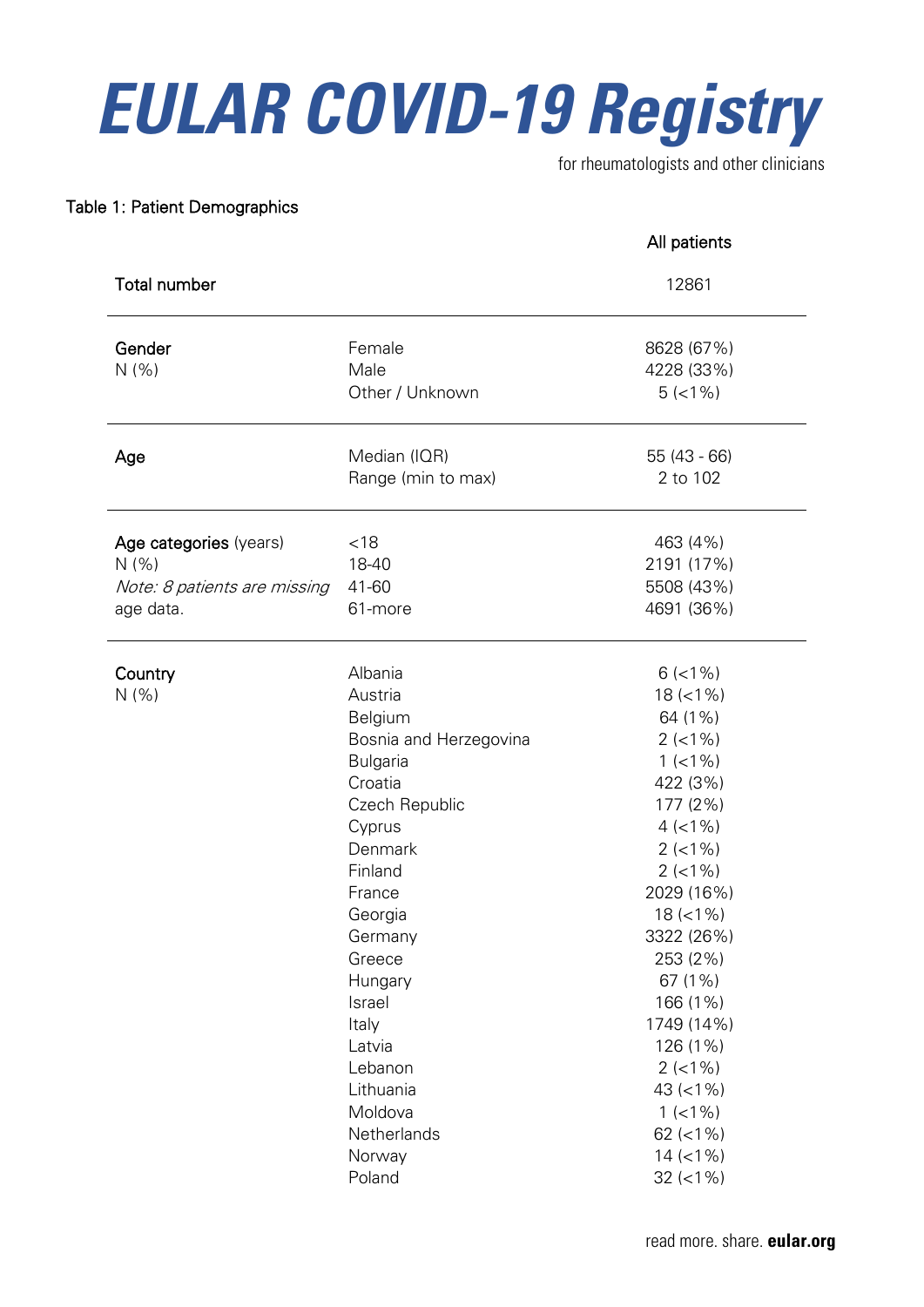# EULAR COVID-19 Registry

for rheumatologists and other clinicians

Table 1: Patient Demographics

| | | All patients |
|---|---|---|
| **Total number** | | 12861 |
| **Gender**<br>N (%) | Female | 8628 (67%) |
| | Male | 4228 (33%) |
| | Other / Unknown | 5 (<1%) |
| **Age** | Median (IQR) | 55 (43 - 66) |
| | Range (min to max) | 2 to 102 |
| **Age categories** (years)<br>N (%)<br>*Note: 8 patients are missing* age data. | <18 | 463 (4%) |
| | 18-40 | 2191 (17%) |
| | 41-60 | 5508 (43%) |
| | 61-more | 4691 (36%) |
| **Country**<br>N (%) | Albania | 6 (<1%) |
| | Austria | 18 (<1%) |
| | Belgium | 64 (1%) |
| | Bosnia and Herzegovina | 2 (<1%) |
| | Bulgaria | 1 (<1%) |
| | Croatia | 422 (3%) |
| | Czech Republic | 177 (2%) |
| | Cyprus | 4 (<1%) |
| | Denmark | 2 (<1%) |
| | Finland | 2 (<1%) |
| | France | 2029 (16%) |
| | Georgia | 18 (<1%) |
| | Germany | 3322 (26%) |
| | Greece | 253 (2%) |
| | Hungary | 67 (1%) |
| | Israel | 166 (1%) |
| | Italy | 1749 (14%) |
| | Latvia | 126 (1%) |
| | Lebanon | 2 (<1%) |
| | Lithuania | 43 (<1%) |
| | Moldova | 1 (<1%) |
| | Netherlands | 62 (<1%) |
| | Norway | 14 (<1%) |
| | Poland | 32 (<1%) |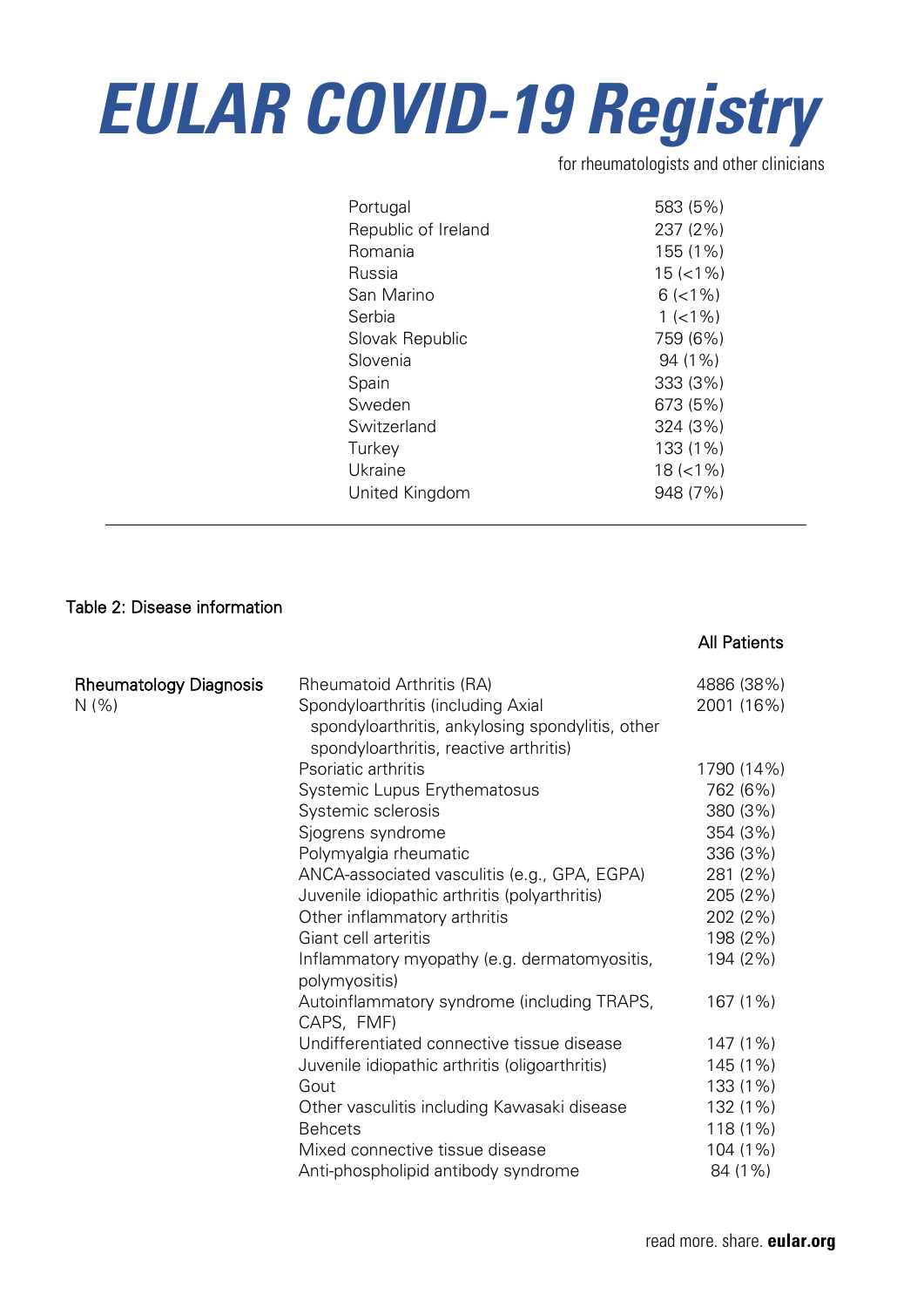# EULAR COVID-19 Registry

for rheumatologists and other clinicians

| | |
|---|---|
| Portugal | 583 (5%) |
| Republic of Ireland | 237 (2%) |
| Romania | 155 (1%) |
| Russia | 15 (<1%) |
| San Marino | 6 (<1%) |
| Serbia | 1 (<1%) |
| Slovak Republic | 759 (6%) |
| Slovenia | 94 (1%) |
| Spain | 333 (3%) |
| Sweden | 673 (5%) |
| Switzerland | 324 (3%) |
| Turkey | 133 (1%) |
| Ukraine | 18 (<1%) |
| United Kingdom | 948 (7%) |

Table 2: Disease information

| | | All Patients |
|---|---|---|
| Rheumatology Diagnosis N (%) | Rheumatoid Arthritis (RA) | 4886 (38%) |
| | Spondyloarthritis (including Axial spondyloarthritis, ankylosing spondylitis, other spondyloarthritis, reactive arthritis) | 2001 (16%) |
| | Psoriatic arthritis | 1790 (14%) |
| | Systemic Lupus Erythematosus | 762 (6%) |
| | Systemic sclerosis | 380 (3%) |
| | Sjogrens syndrome | 354 (3%) |
| | Polymyalgia rheumatic | 336 (3%) |
| | ANCA-associated vasculitis (e.g., GPA, EGPA) | 281 (2%) |
| | Juvenile idiopathic arthritis (polyarthritis) | 205 (2%) |
| | Other inflammatory arthritis | 202 (2%) |
| | Giant cell arteritis | 198 (2%) |
| | Inflammatory myopathy (e.g. dermatomyositis, polymyositis) | 194 (2%) |
| | Autoinflammatory syndrome (including TRAPS, CAPS, FMF) | 167 (1%) |
| | Undifferentiated connective tissue disease | 147 (1%) |
| | Juvenile idiopathic arthritis (oligoarthritis) | 145 (1%) |
| | Gout | 133 (1%) |
| | Other vasculitis including Kawasaki disease | 132 (1%) |
| | Behcets | 118 (1%) |
| | Mixed connective tissue disease | 104 (1%) |
| | Anti-phospholipid antibody syndrome | 84 (1%) |

read more. share. **eular.org**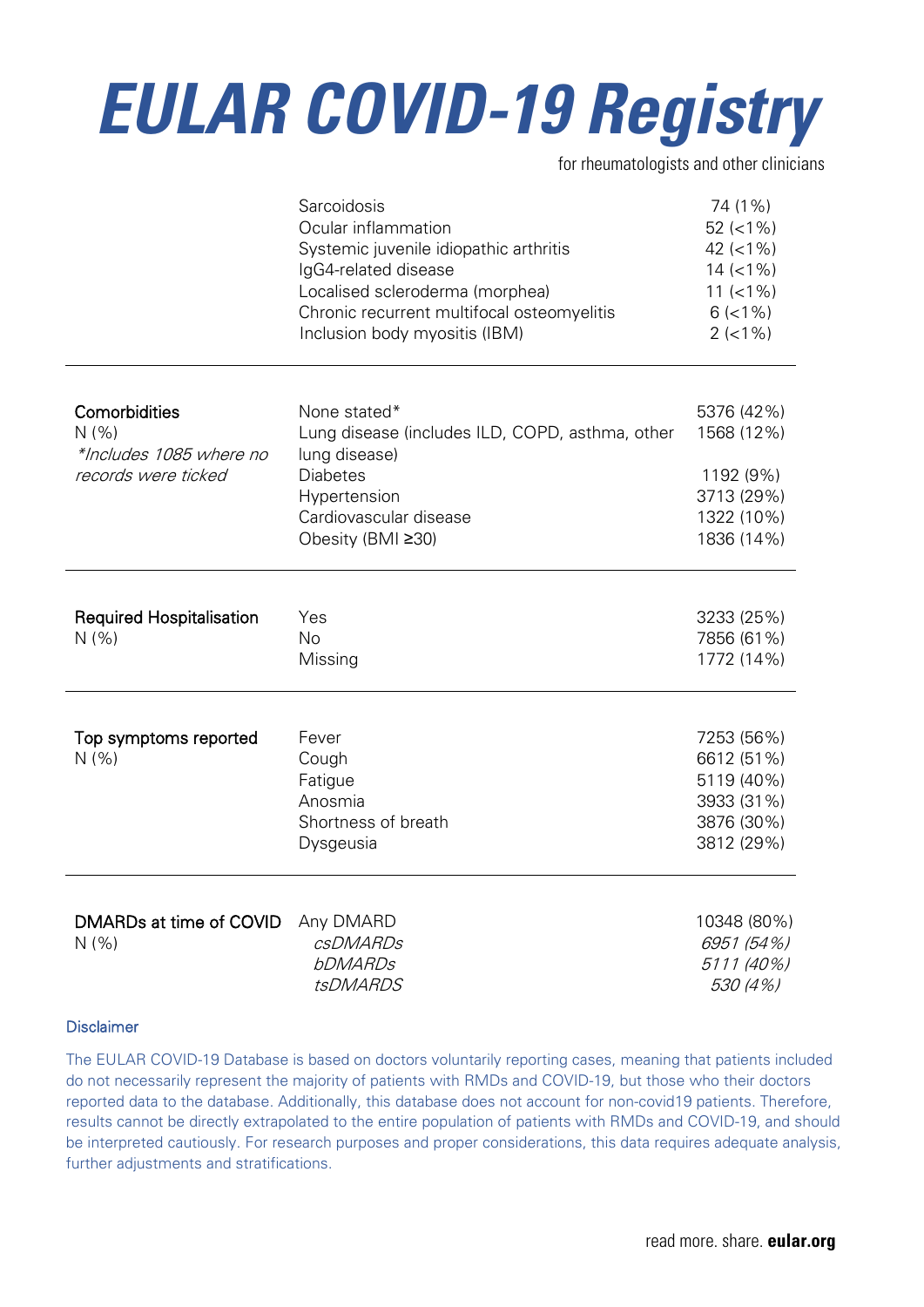# EULAR COVID-19 Registry

for rheumatologists and other clinicians

| | | |
|---|---|---|
| | Sarcoidosis | 74 (1%) |
| | Ocular inflammation | 52 (<1%) |
| | Systemic juvenile idiopathic arthritis | 42 (<1%) |
| | IgG4-related disease | 14 (<1%) |
| | Localised scleroderma (morphea) | 11 (<1%) |
| | Chronic recurrent multifocal osteomyelitis | 6 (<1%) |
| | Inclusion body myositis (IBM) | 2 (<1%) |
| **Comorbidities** N (%) *\*Includes 1085 where no records were ticked* | None stated* | 5376 (42%) |
| | Lung disease (includes ILD, COPD, asthma, other lung disease) | 1568 (12%) |
| | Diabetes | 1192 (9%) |
| | Hypertension | 3713 (29%) |
| | Cardiovascular disease | 1322 (10%) |
| | Obesity (BMI ≥30) | 1836 (14%) |
| **Required Hospitalisation** N (%) | Yes | 3233 (25%) |
| | No | 7856 (61%) |
| | Missing | 1772 (14%) |
| **Top symptoms reported** N (%) | Fever | 7253 (56%) |
| | Cough | 6612 (51%) |
| | Fatigue | 5119 (40%) |
| | Anosmia | 3933 (31%) |
| | Shortness of breath | 3876 (30%) |
| | Dysgeusia | 3812 (29%) |
| **DMARDs at time of COVID** N (%) | Any DMARD | 10348 (80%) |
| | *csDMARDs* | *6951 (54%)* |
| | *bDMARDs* | *5111 (40%)* |
| | *tsDMARDS* | *530 (4%)* |

**Disclaimer**

The EULAR COVID-19 Database is based on doctors voluntarily reporting cases, meaning that patients included do not necessarily represent the majority of patients with RMDs and COVID-19, but those who their doctors reported data to the database. Additionally, this database does not account for non-covid19 patients. Therefore, results cannot be directly extrapolated to the entire population of patients with RMDs and COVID-19, and should be interpreted cautiously. For research purposes and proper considerations, this data requires adequate analysis, further adjustments and stratifications.

read more. share. **eular.org**